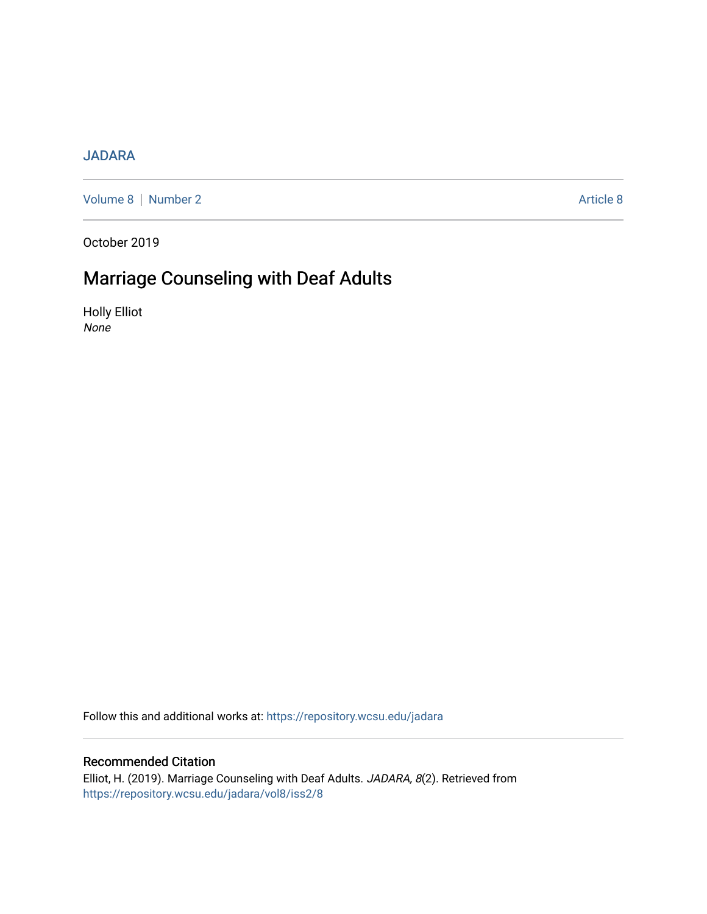JADARA

Volume 8 | Number 2 Article 8

October 2019

# Marriage Counseling with Deaf Adults

Holly Elliot
*None*

Follow this and additional works at: https://repository.wcsu.edu/jadara

## Recommended Citation

Elliot, H. (2019). Marriage Counseling with Deaf Adults. *JADARA, 8*(2). Retrieved from https://repository.wcsu.edu/jadara/vol8/iss2/8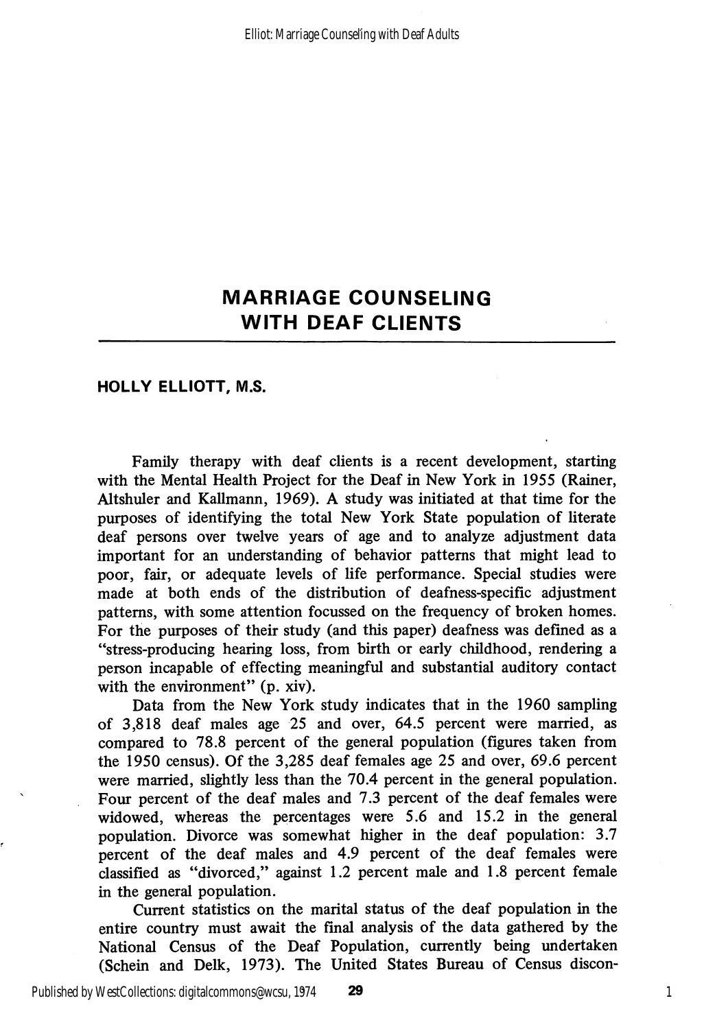# MARRIAGE COUNSELING WITH DEAF CLIENTS

**HOLLY ELLIOTT, M.S.**

Family therapy with deaf clients is a recent development, starting with the Mental Health Project for the Deaf in New York in 1955 (Rainer, Altshuler and Kallmann, 1969). A study was initiated at that time for the purposes of identifying the total New York State population of literate deaf persons over twelve years of age and to analyze adjustment data important for an understanding of behavior patterns that might lead to poor, fair, or adequate levels of life performance. Special studies were made at both ends of the distribution of deafness-specific adjustment patterns, with some attention focussed on the frequency of broken homes. For the purposes of their study (and this paper) deafness was defined as a "stress-producing hearing loss, from birth or early childhood, rendering a person incapable of effecting meaningful and substantial auditory contact with the environment" (p. xiv).

Data from the New York study indicates that in the 1960 sampling of 3,818 deaf males age 25 and over, 64.5 percent were married, as compared to 78.8 percent of the general population (figures taken from the 1950 census). Of the 3,285 deaf females age 25 and over, 69.6 percent were married, slightly less than the 70.4 percent in the general population. Four percent of the deaf males and 7.3 percent of the deaf females were widowed, whereas the percentages were 5.6 and 15.2 in the general population. Divorce was somewhat higher in the deaf population: 3.7 percent of the deaf males and 4.9 percent of the deaf females were classified as "divorced," against 1.2 percent male and 1.8 percent female in the general population.

Current statistics on the marital status of the deaf population in the entire country must await the final analysis of the data gathered by the National Census of the Deaf Population, currently being undertaken (Schein and Delk, 1973). The United States Bureau of Census discon-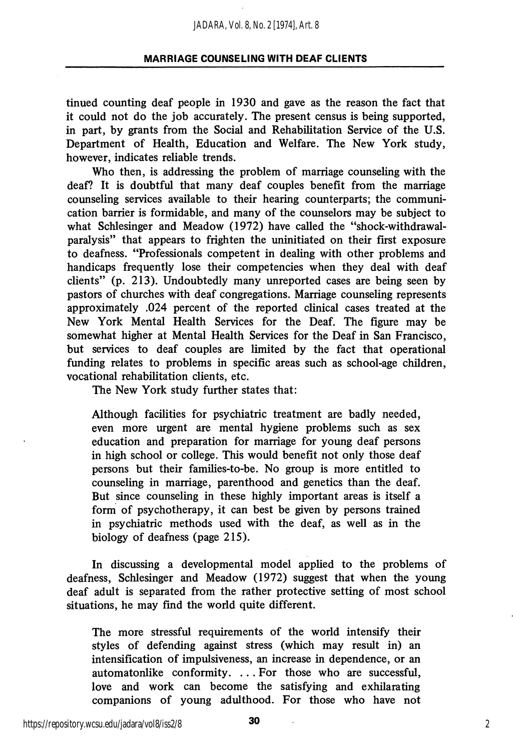tinued counting deaf people in 1930 and gave as the reason the fact that it could not do the job accurately. The present census is being supported, in part, by grants from the Social and Rehabilitation Service of the U.S. Department of Health, Education and Welfare. The New York study, however, indicates reliable trends.

Who then, is addressing the problem of marriage counseling with the deaf? It is doubtful that many deaf couples benefit from the marriage counseling services available to their hearing counterparts; the communication barrier is formidable, and many of the counselors may be subject to what Schlesinger and Meadow (1972) have called the "shock-withdrawal-paralysis" that appears to frighten the uninitiated on their first exposure to deafness. "Professionals competent in dealing with other problems and handicaps frequently lose their competencies when they deal with deaf clients" (p. 213). Undoubtedly many unreported cases are being seen by pastors of churches with deaf congregations. Marriage counseling represents approximately .024 percent of the reported clinical cases treated at the New York Mental Health Services for the Deaf. The figure may be somewhat higher at Mental Health Services for the Deaf in San Francisco, but services to deaf couples are limited by the fact that operational funding relates to problems in specific areas such as school-age children, vocational rehabilitation clients, etc.

The New York study further states that:

> Although facilities for psychiatric treatment are badly needed, even more urgent are mental hygiene problems such as sex education and preparation for marriage for young deaf persons in high school or college. This would benefit not only those deaf persons but their families-to-be. No group is more entitled to counseling in marriage, parenthood and genetics than the deaf. But since counseling in these highly important areas is itself a form of psychotherapy, it can best be given by persons trained in psychiatric methods used with the deaf, as well as in the biology of deafness (page 215).

In discussing a developmental model applied to the problems of deafness, Schlesinger and Meadow (1972) suggest that when the young deaf adult is separated from the rather protective setting of most school situations, he may find the world quite different.

> The more stressful requirements of the world intensify their styles of defending against stress (which may result in) an intensification of impulsiveness, an increase in dependence, or an automatonlike conformity. . . . For those who are successful, love and work can become the satisfying and exhilarating companions of young adulthood. For those who have not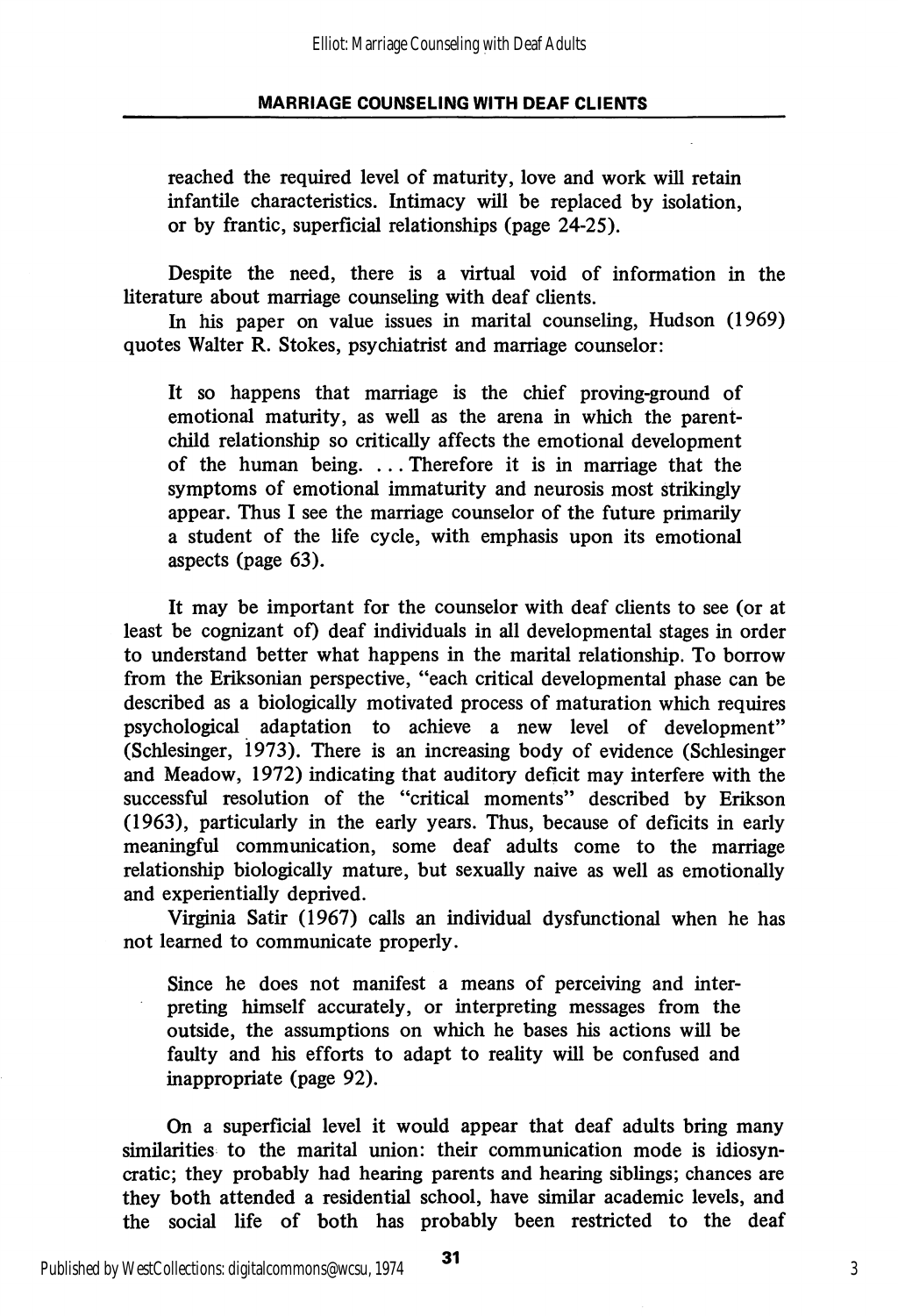reached the required level of maturity, love and work will retain infantile characteristics. Intimacy will be replaced by isolation, or by frantic, superficial relationships (page 24-25).

Despite the need, there is a virtual void of information in the literature about marriage counseling with deaf clients.

In his paper on value issues in marital counseling, Hudson (1969) quotes Walter R. Stokes, psychiatrist and marriage counselor:

> It so happens that marriage is the chief proving-ground of emotional maturity, as well as the arena in which the parent-child relationship so critically affects the emotional development of the human being. . . . Therefore it is in marriage that the symptoms of emotional immaturity and neurosis most strikingly appear. Thus I see the marriage counselor of the future primarily a student of the life cycle, with emphasis upon its emotional aspects (page 63).

It may be important for the counselor with deaf clients to see (or at least be cognizant of) deaf individuals in all developmental stages in order to understand better what happens in the marital relationship. To borrow from the Eriksonian perspective, "each critical developmental phase can be described as a biologically motivated process of maturation which requires psychological adaptation to achieve a new level of development" (Schlesinger, 1973). There is an increasing body of evidence (Schlesinger and Meadow, 1972) indicating that auditory deficit may interfere with the successful resolution of the "critical moments" described by Erikson (1963), particularly in the early years. Thus, because of deficits in early meaningful communication, some deaf adults come to the marriage relationship biologically mature, but sexually naive as well as emotionally and experientially deprived.

Virginia Satir (1967) calls an individual dysfunctional when he has not learned to communicate properly.

> Since he does not manifest a means of perceiving and interpreting himself accurately, or interpreting messages from the outside, the assumptions on which he bases his actions will be faulty and his efforts to adapt to reality will be confused and inappropriate (page 92).

On a superficial level it would appear that deaf adults bring many similarities to the marital union: their communication mode is idiosyncratic; they probably had hearing parents and hearing siblings; chances are they both attended a residential school, have similar academic levels, and the social life of both has probably been restricted to the deaf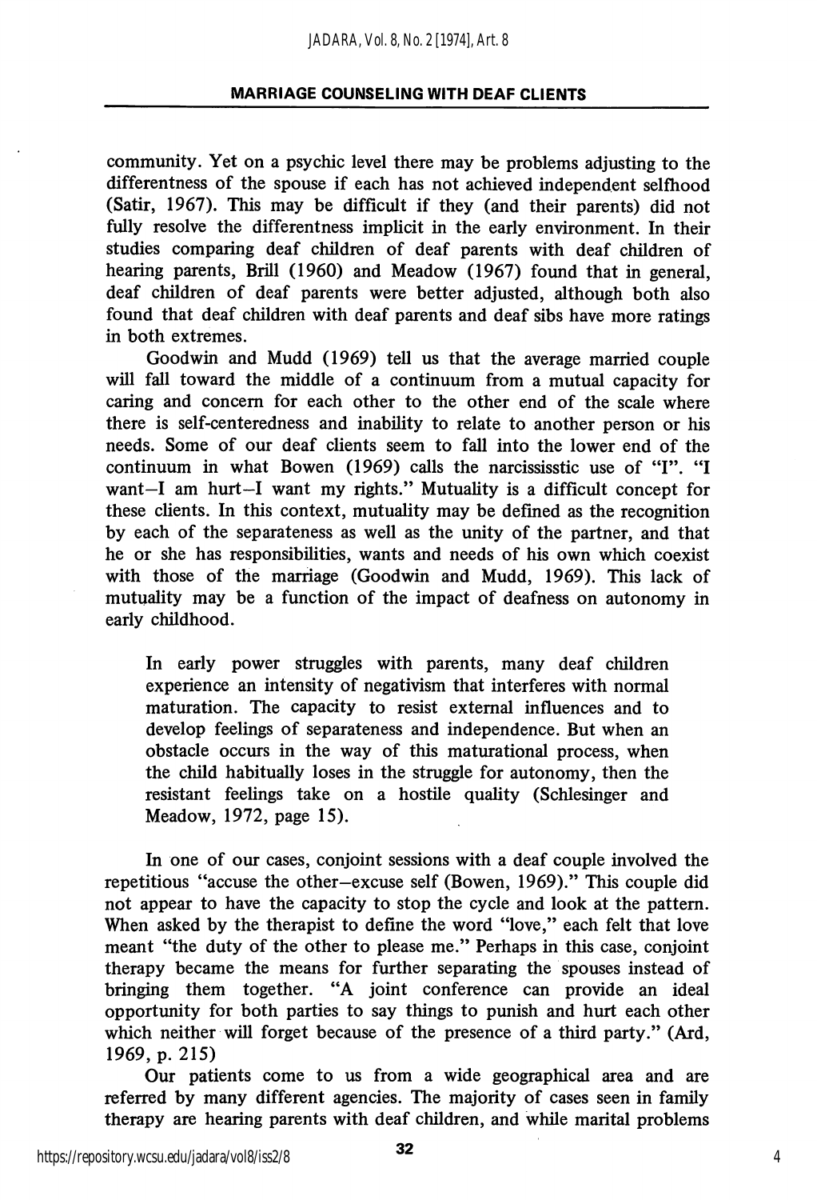community. Yet on a psychic level there may be problems adjusting to the differentness of the spouse if each has not achieved independent selfhood (Satir, 1967). This may be difficult if they (and their parents) did not fully resolve the differentness implicit in the early environment. In their studies comparing deaf children of deaf parents with deaf children of hearing parents, Brill (1960) and Meadow (1967) found that in general, deaf children of deaf parents were better adjusted, although both also found that deaf children with deaf parents and deaf sibs have more ratings in both extremes.

Goodwin and Mudd (1969) tell us that the average married couple will fall toward the middle of a continuum from a mutual capacity for caring and concern for each other to the other end of the scale where there is self-centeredness and inability to relate to another person or his needs. Some of our deaf clients seem to fall into the lower end of the continuum in what Bowen (1969) calls the narcississtic use of "I". "I want–I am hurt–I want my rights." Mutuality is a difficult concept for these clients. In this context, mutuality may be defined as the recognition by each of the separateness as well as the unity of the partner, and that he or she has responsibilities, wants and needs of his own which coexist with those of the marriage (Goodwin and Mudd, 1969). This lack of mutuality may be a function of the impact of deafness on autonomy in early childhood.

> In early power struggles with parents, many deaf children experience an intensity of negativism that interferes with normal maturation. The capacity to resist external influences and to develop feelings of separateness and independence. But when an obstacle occurs in the way of this maturational process, when the child habitually loses in the struggle for autonomy, then the resistant feelings take on a hostile quality (Schlesinger and Meadow, 1972, page 15).

In one of our cases, conjoint sessions with a deaf couple involved the repetitious "accuse the other–excuse self (Bowen, 1969)." This couple did not appear to have the capacity to stop the cycle and look at the pattern. When asked by the therapist to define the word "love," each felt that love meant "the duty of the other to please me." Perhaps in this case, conjoint therapy became the means for further separating the spouses instead of bringing them together. "A joint conference can provide an ideal opportunity for both parties to say things to punish and hurt each other which neither will forget because of the presence of a third party." (Ard, 1969, p. 215)

Our patients come to us from a wide geographical area and are referred by many different agencies. The majority of cases seen in family therapy are hearing parents with deaf children, and while marital problems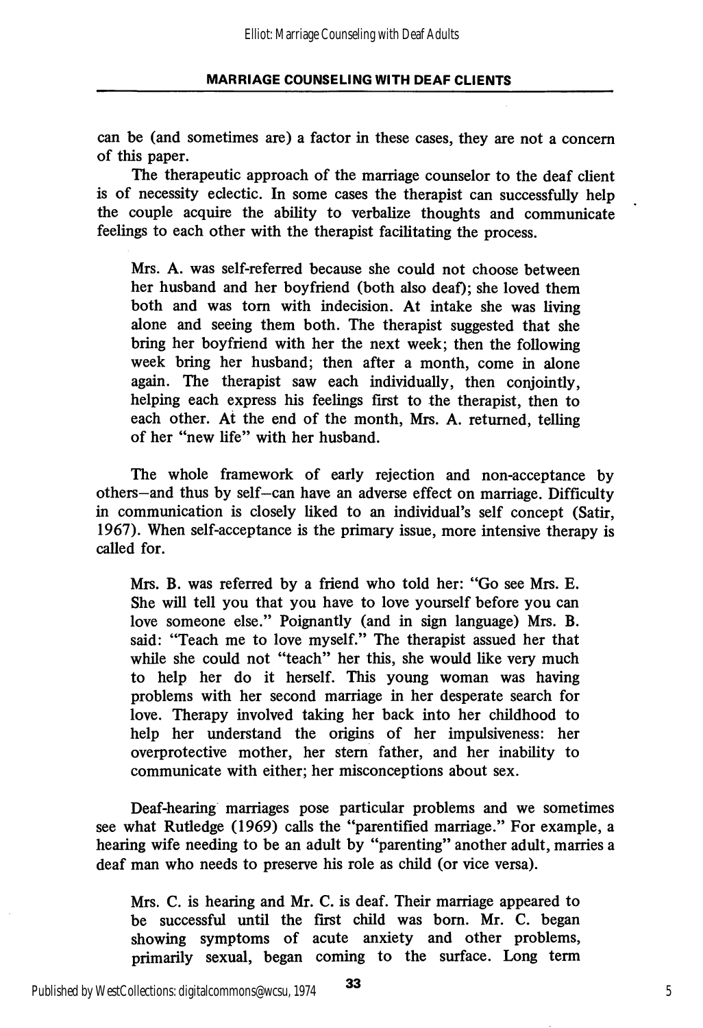can be (and sometimes are) a factor in these cases, they are not a concern of this paper.

The therapeutic approach of the marriage counselor to the deaf client is of necessity eclectic. In some cases the therapist can successfully help the couple acquire the ability to verbalize thoughts and communicate feelings to each other with the therapist facilitating the process.

> Mrs. A. was self-referred because she could not choose between her husband and her boyfriend (both also deaf); she loved them both and was torn with indecision. At intake she was living alone and seeing them both. The therapist suggested that she bring her boyfriend with her the next week; then the following week bring her husband; then after a month, come in alone again. The therapist saw each individually, then conjointly, helping each express his feelings first to the therapist, then to each other. At the end of the month, Mrs. A. returned, telling of her "new life" with her husband.

The whole framework of early rejection and non-acceptance by others—and thus by self—can have an adverse effect on marriage. Difficulty in communication is closely liked to an individual's self concept (Satir, 1967). When self-acceptance is the primary issue, more intensive therapy is called for.

> Mrs. B. was referred by a friend who told her: "Go see Mrs. E. She will tell you that you have to love yourself before you can love someone else." Poignantly (and in sign language) Mrs. B. said: "Teach me to love myself." The therapist assued her that while she could not "teach" her this, she would like very much to help her do it herself. This young woman was having problems with her second marriage in her desperate search for love. Therapy involved taking her back into her childhood to help her understand the origins of her impulsiveness: her overprotective mother, her stern father, and her inability to communicate with either; her misconceptions about sex.

Deaf-hearing marriages pose particular problems and we sometimes see what Rutledge (1969) calls the "parentified marriage." For example, a hearing wife needing to be an adult by "parenting" another adult, marries a deaf man who needs to preserve his role as child (or vice versa).

> Mrs. C. is hearing and Mr. C. is deaf. Their marriage appeared to be successful until the first child was born. Mr. C. began showing symptoms of acute anxiety and other problems, primarily sexual, began coming to the surface. Long term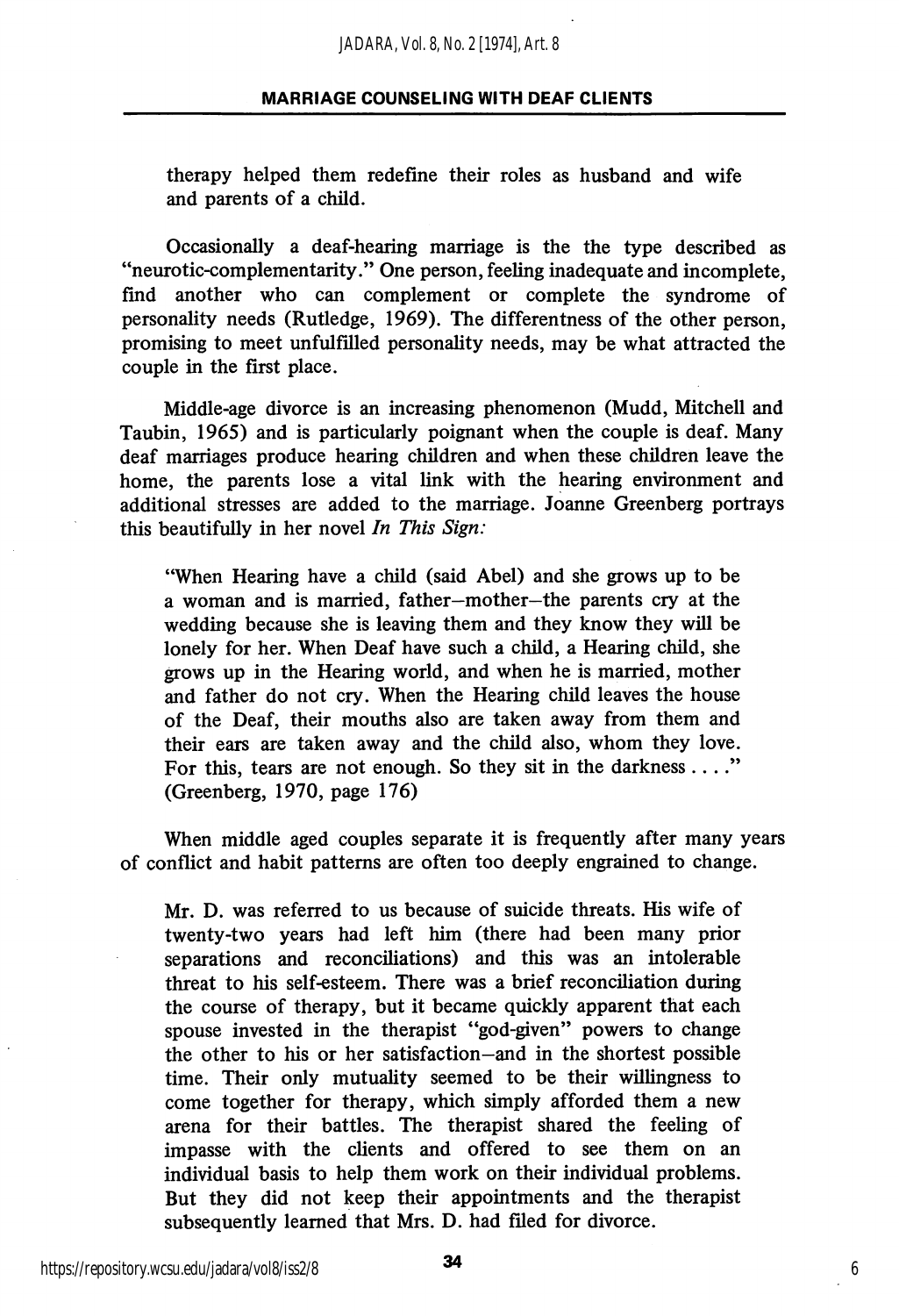therapy helped them redefine their roles as husband and wife and parents of a child.

Occasionally a deaf-hearing marriage is the the type described as "neurotic-complementarity." One person, feeling inadequate and incomplete, find another who can complement or complete the syndrome of personality needs (Rutledge, 1969). The differentness of the other person, promising to meet unfulfilled personality needs, may be what attracted the couple in the first place.

Middle-age divorce is an increasing phenomenon (Mudd, Mitchell and Taubin, 1965) and is particularly poignant when the couple is deaf. Many deaf marriages produce hearing children and when these children leave the home, the parents lose a vital link with the hearing environment and additional stresses are added to the marriage. Joanne Greenberg portrays this beautifully in her novel *In This Sign:*

> "When Hearing have a child (said Abel) and she grows up to be a woman and is married, father–mother–the parents cry at the wedding because she is leaving them and they know they will be lonely for her. When Deaf have such a child, a Hearing child, she grows up in the Hearing world, and when he is married, mother and father do not cry. When the Hearing child leaves the house of the Deaf, their mouths also are taken away from them and their ears are taken away and the child also, whom they love. For this, tears are not enough. So they sit in the darkness . . . ." (Greenberg, 1970, page 176)

When middle aged couples separate it is frequently after many years of conflict and habit patterns are often too deeply engrained to change.

> Mr. D. was referred to us because of suicide threats. His wife of twenty-two years had left him (there had been many prior separations and reconciliations) and this was an intolerable threat to his self-esteem. There was a brief reconciliation during the course of therapy, but it became quickly apparent that each spouse invested in the therapist "god-given" powers to change the other to his or her satisfaction–and in the shortest possible time. Their only mutuality seemed to be their willingness to come together for therapy, which simply afforded them a new arena for their battles. The therapist shared the feeling of impasse with the clients and offered to see them on an individual basis to help them work on their individual problems. But they did not keep their appointments and the therapist subsequently learned that Mrs. D. had filed for divorce.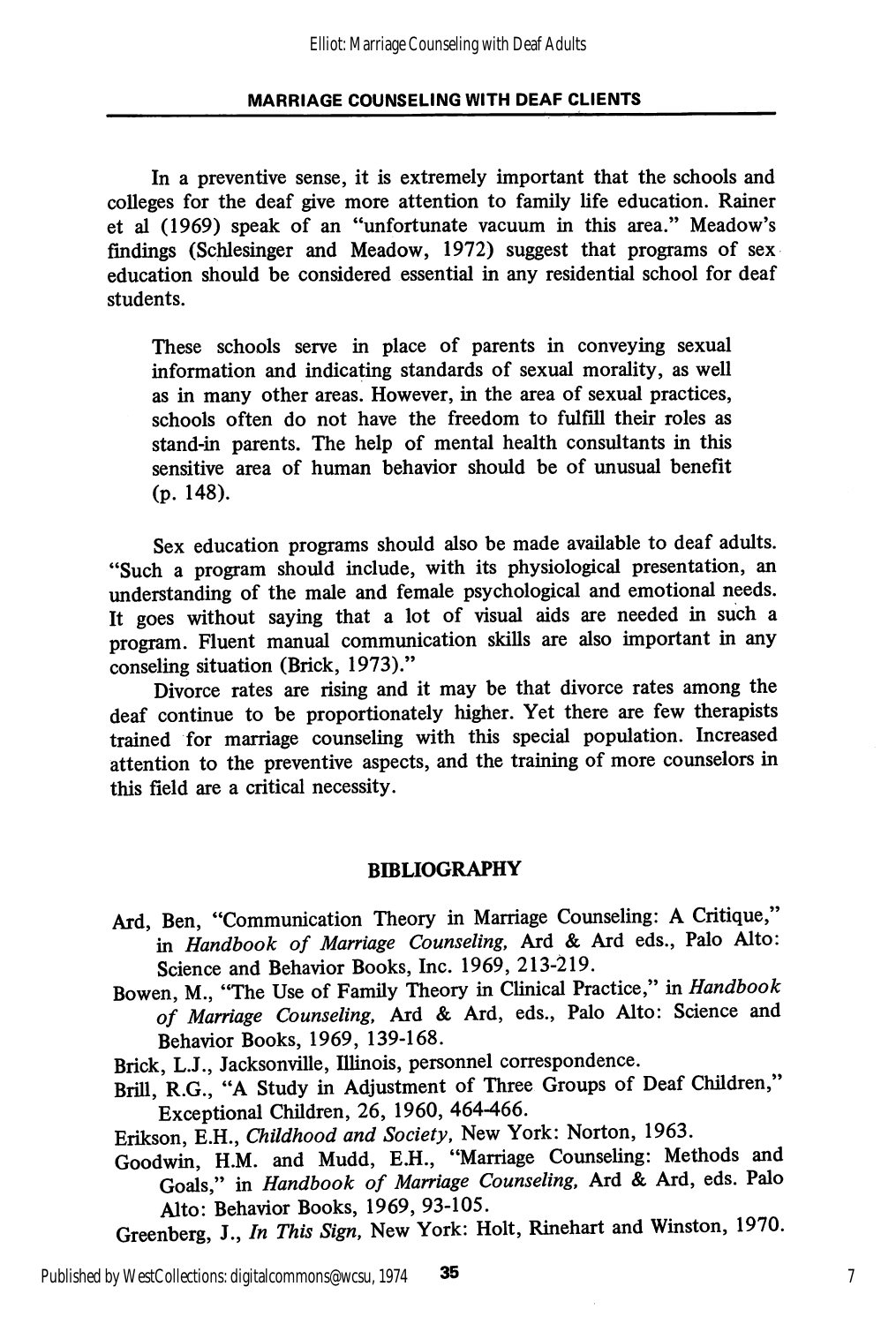In a preventive sense, it is extremely important that the schools and colleges for the deaf give more attention to family life education. Rainer et al (1969) speak of an "unfortunate vacuum in this area." Meadow's findings (Schlesinger and Meadow, 1972) suggest that programs of sex education should be considered essential in any residential school for deaf students.

> These schools serve in place of parents in conveying sexual information and indicating standards of sexual morality, as well as in many other areas. However, in the area of sexual practices, schools often do not have the freedom to fulfill their roles as stand-in parents. The help of mental health consultants in this sensitive area of human behavior should be of unusual benefit (p. 148).

Sex education programs should also be made available to deaf adults. "Such a program should include, with its physiological presentation, an understanding of the male and female psychological and emotional needs. It goes without saying that a lot of visual aids are needed in such a program. Fluent manual communication skills are also important in any conseling situation (Brick, 1973)."

Divorce rates are rising and it may be that divorce rates among the deaf continue to be proportionately higher. Yet there are few therapists trained for marriage counseling with this special population. Increased attention to the preventive aspects, and the training of more counselors in this field are a critical necessity.

## BIBLIOGRAPHY

Ard, Ben, "Communication Theory in Marriage Counseling: A Critique," in *Handbook of Marriage Counseling,* Ard & Ard eds., Palo Alto: Science and Behavior Books, Inc. 1969, 213-219.

Bowen, M., "The Use of Family Theory in Clinical Practice," in *Handbook of Marriage Counseling,* Ard & Ard, eds., Palo Alto: Science and Behavior Books, 1969, 139-168.

Brick, L.J., Jacksonville, Illinois, personnel correspondence.

Brill, R.G., "A Study in Adjustment of Three Groups of Deaf Children," Exceptional Children, 26, 1960, 464-466.

Erikson, E.H., *Childhood and Society,* New York: Norton, 1963.

Goodwin, H.M. and Mudd, E.H., "Marriage Counseling: Methods and Goals," in *Handbook of Marriage Counseling,* Ard & Ard, eds. Palo Alto: Behavior Books, 1969, 93-105.

Greenberg, J., *In This Sign,* New York: Holt, Rinehart and Winston, 1970.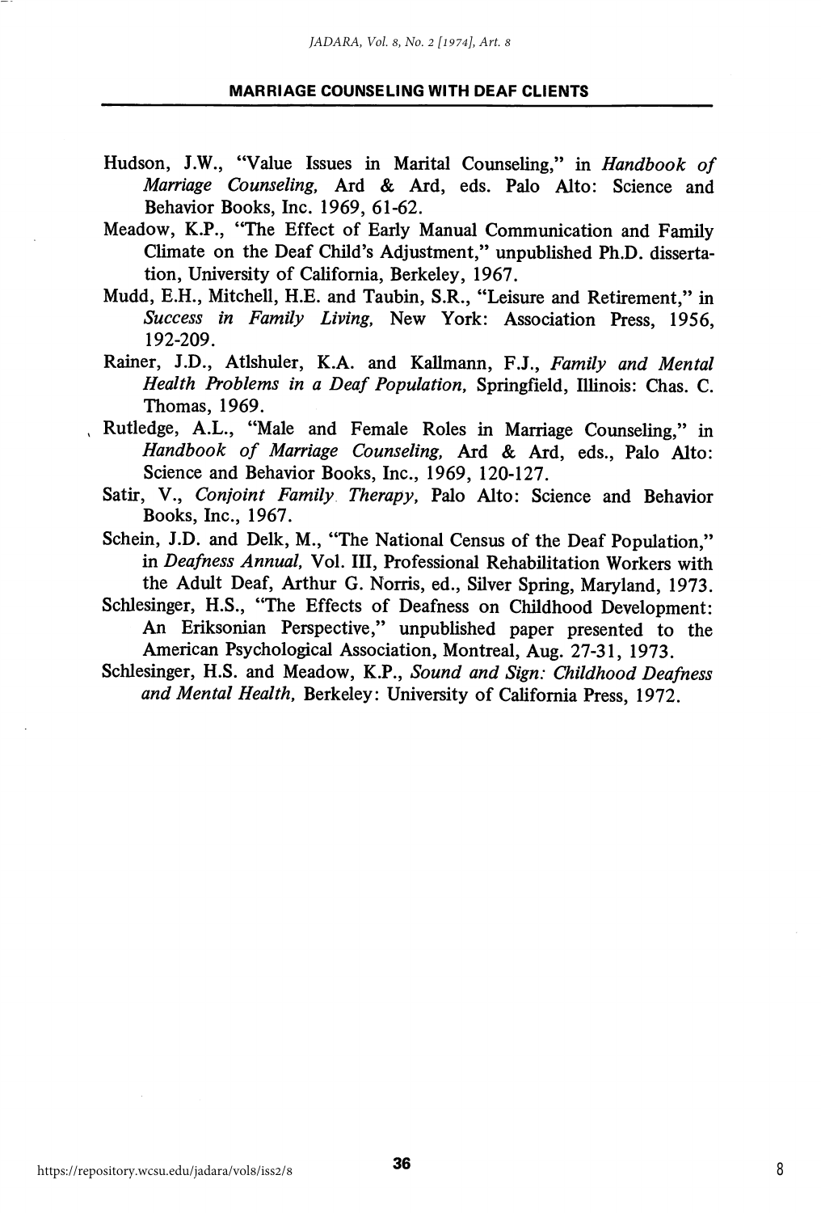Hudson, J.W., "Value Issues in Marital Counseling," in *Handbook of Marriage Counseling,* Ard & Ard, eds. Palo Alto: Science and Behavior Books, Inc. 1969, 61-62.

Meadow, K.P., "The Effect of Early Manual Communication and Family Climate on the Deaf Child's Adjustment," unpublished Ph.D. dissertation, University of California, Berkeley, 1967.

Mudd, E.H., Mitchell, H.E. and Taubin, S.R., "Leisure and Retirement," in *Success in Family Living,* New York: Association Press, 1956, 192-209.

Rainer, J.D., Atlshuler, K.A. and Kallmann, F.J., *Family and Mental Health Problems in a Deaf Population,* Springfield, Illinois: Chas. C. Thomas, 1969.

Rutledge, A.L., "Male and Female Roles in Marriage Counseling," in *Handbook of Marriage Counseling,* Ard & Ard, eds., Palo Alto: Science and Behavior Books, Inc., 1969, 120-127.

Satir, V., *Conjoint Family Therapy,* Palo Alto: Science and Behavior Books, Inc., 1967.

Schein, J.D. and Delk, M., "The National Census of the Deaf Population," in *Deafness Annual,* Vol. III, Professional Rehabilitation Workers with the Adult Deaf, Arthur G. Norris, ed., Silver Spring, Maryland, 1973.

Schlesinger, H.S., "The Effects of Deafness on Childhood Development: An Eriksonian Perspective," unpublished paper presented to the American Psychological Association, Montreal, Aug. 27-31, 1973.

Schlesinger, H.S. and Meadow, K.P., *Sound and Sign: Childhood Deafness and Mental Health,* Berkeley: University of California Press, 1972.